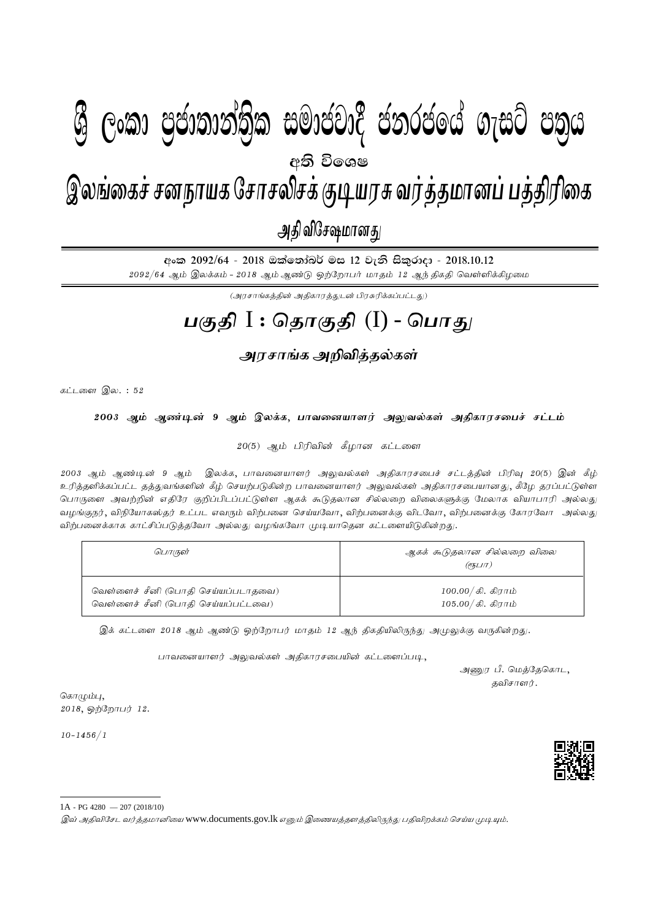# ශ්‍රී ලංකා ප්‍රජාතාන්ත්‍රික සමාජවාදී ජනරජයේ ගැසට් පත්‍රය

අති විශෙෂ

# இலங்கைச் சனநாயக சோசலிசக் குடியரசு வர்த்தமானப் பத்திரிகை

அதி விசேஷமானது

අංක 2092/64 - 2018 ඔක්තෝබර් මස 12 වැනි සිකුරාදා - 2018.10.12

*2092/64 ஆம் இலக்கம் - 2018 ஆம் ஆண்டு ஒற்றோபர் மாதம் 12 ஆந் திகதி வெள்ளிக்கிழமை*

*(அரசாங்கத்தின் அதிகாரத்துடன் பிரசுரிக்கப்பட்டது)*

# பகுதி I : தொகுதி (I) - பொது

## அரசாங்க அறிவித்தல்கள்

*கட்டளை இல. : 52*

### *2003 ஆம் ஆண்டின் 9 ஆம் இலக்க, பாவனையாளர் அலுவல்கள் அதிகாரசபைச் சட்டம்*

*20(5) ஆம் பிரிவின் கீழான கட்டளை*

*2003 ஆம் ஆண்டின் 9 ஆம் இலக்க, பாவனையாளர் அலுவல்கள் அதிகாரசபைச் சட்டத்தின் பிரிவு 20(5) இன் கீழ் உரித்தளிக்கப்பட்ட தத்துவங்களின் கீழ் செயற்படுகின்ற பாவனையாளர் அலுவல்கள் அதிகாரசபையானது, கீழே தரப்பட்டுள்ள பொருளை அவற்றின் எதிரே குறிப்பிடப்பட்டுள்ள ஆகக் கூடுதலான சில்லறை விலைகளுக்கு மேலாக வியாபாரி அல்லது வழங்குநர், விநியோகஸ்தர் உட்பட எவரும் விற்பனை செய்யவோ, விற்பனைக்கு விடவோ, விற்பனைக்கு கோரவோ அல்லது விற்பனைக்காக காட்சிப்படுத்தவோ அல்லது வழங்கவோ முடியாதென கட்டளையிடுகின்றது.*

| *பொருள்* | *ஆகக் கூடுதலான சில்லறை விலை (ரூபா)* |
|---|---|
| வெள்ளைச் சீனி (பொதி செய்யப்படாதவை)<br>வெள்ளைச் சீனி (பொதி செய்யப்பட்டவை) | *100.00/ கி. கிராம்*<br>*105.00/ கி. கிராம்* |

*இக் கட்டளை 2018 ஆம் ஆண்டு ஒற்றோபர் மாதம் 12 ஆந் திகதியிலிருந்து அமுலுக்கு வருகின்றது.*

*பாவனையாளர் அலுவல்கள் அதிகாரசபையின் கட்டளைப்படி,*

*அனுர பீ. மெத்தேகொட,*
*தவிசாளர்.*

*கொழும்பு,*
*2018, ஒற்றோபர் 12.*

*10-1456/1*

1A - PG 4280 — 207 (2018/10)

*இவ் அதிவிசேட வர்த்தமானியை* www.documents.gov.lk *எனும் இணையத்தளத்திலிருந்து பதிவிறக்கம் செய்ய முடியும்.*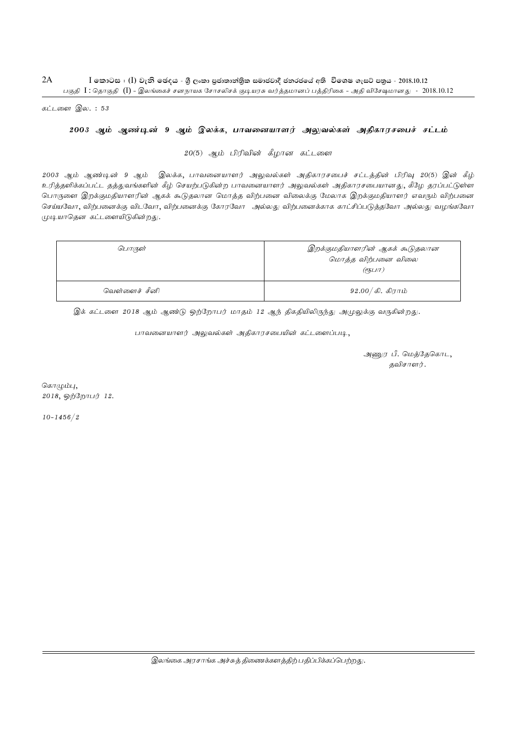கட்டளை இல. : 53

## 2003 ஆம் ஆண்டின் 9 ஆம் இலக்க, பாவனையாளர் அலுவல்கள் அதிகாரசபைச் சட்டம்

*20(5) ஆம் பிரிவின் கீழான கட்டளை*

*2003 ஆம் ஆண்டின் 9 ஆம் இலக்க, பாவனையாளர் அலுவல்கள் அதிகாரசபைச் சட்டத்தின் பிரிவு 20(5) இன் கீழ் உரித்தளிக்கப்பட்ட தத்துவங்களின் கீழ் செயற்படுகின்ற பாவனையாளர் அலுவல்கள் அதிகாரசபையானது, கீழே தரப்பட்டுள்ள பொருளை இறக்குமதியாளரின் ஆகக் கூடுதலான மொத்த விற்பனை விலைக்கு மேலாக இறக்குமதியாளர் எவரும் விற்பனை செய்யவோ, விற்பனைக்கு விடவோ, விற்பனைக்கு கோரவோ அல்லது விற்பனைக்காக காட்சிப்படுத்தவோ அல்லது வழங்கவோ முடியாதென கட்டளையிடுகின்றது.*

| பொருள் | இறக்குமதியாளரின் ஆகக் கூடுதலான மொத்த விற்பனை விலை (ரூபா) |
|---|---|
| வெள்ளைச் சீனி | 92.00/ கி. கிராம் |

*இக் கட்டளை 2018 ஆம் ஆண்டு ஒற்றோபர் மாதம் 12 ஆந் திகதியிலிருந்து அமுலுக்கு வருகின்றது.*

*பாவனையாளர் அலுவல்கள் அதிகாரசபையின் கட்டளைப்படி,*

*அனுர பீ. மெத்தேகொட,*
*தவிசாளர்.*

*கொழும்பு,*
*2018, ஒற்றோபர் 12.*

*10-1456/2*